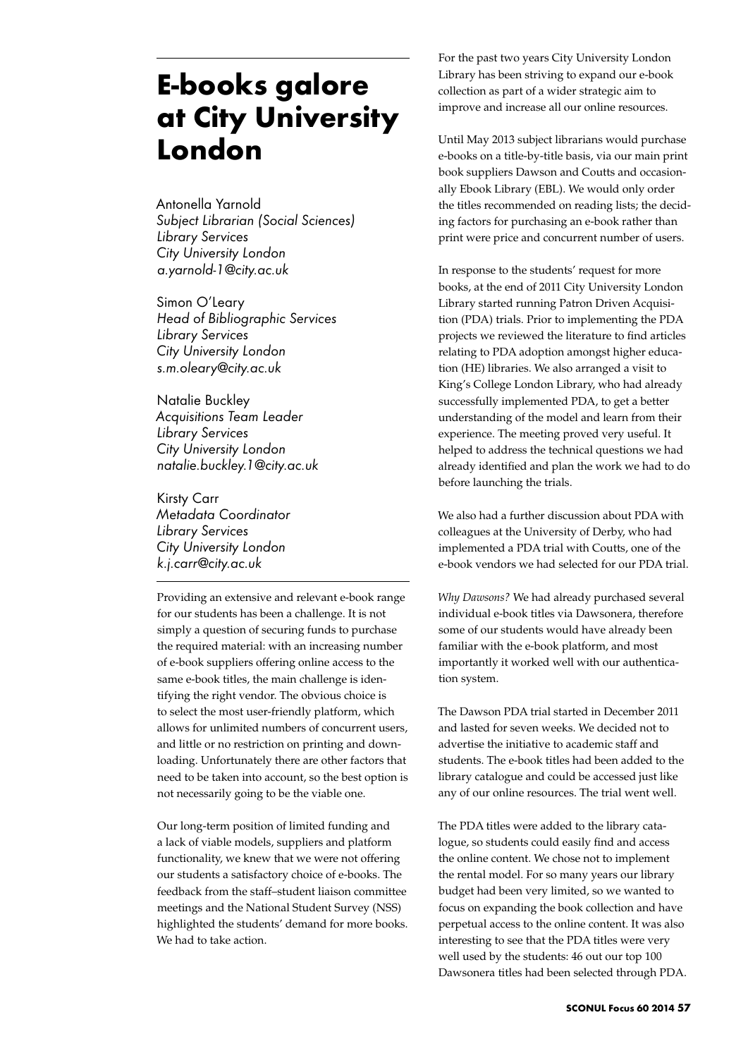# E-books galore at City University London

Antonella Yarnold
*Subject Librarian (Social Sciences)*
*Library Services*
*City University London*
*a.yarnold-1@city.ac.uk*

Simon O'Leary
*Head of Bibliographic Services*
*Library Services*
*City University London*
*s.m.oleary@city.ac.uk*

Natalie Buckley
*Acquisitions Team Leader*
*Library Services*
*City University London*
*natalie.buckley.1@city.ac.uk*

Kirsty Carr
*Metadata Coordinator*
*Library Services*
*City University London*
*k.j.carr@city.ac.uk*

Providing an extensive and relevant e-book range for our students has been a challenge. It is not simply a question of securing funds to purchase the required material: with an increasing number of e-book suppliers offering online access to the same e-book titles, the main challenge is identifying the right vendor. The obvious choice is to select the most user-friendly platform, which allows for unlimited numbers of concurrent users, and little or no restriction on printing and downloading. Unfortunately there are other factors that need to be taken into account, so the best option is not necessarily going to be the viable one.

Our long-term position of limited funding and a lack of viable models, suppliers and platform functionality, we knew that we were not offering our students a satisfactory choice of e-books. The feedback from the staff–student liaison committee meetings and the National Student Survey (NSS) highlighted the students' demand for more books. We had to take action.

For the past two years City University London Library has been striving to expand our e-book collection as part of a wider strategic aim to improve and increase all our online resources.

Until May 2013 subject librarians would purchase e-books on a title-by-title basis, via our main print book suppliers Dawson and Coutts and occasionally Ebook Library (EBL). We would only order the titles recommended on reading lists; the deciding factors for purchasing an e-book rather than print were price and concurrent number of users.

In response to the students' request for more books, at the end of 2011 City University London Library started running Patron Driven Acquisition (PDA) trials. Prior to implementing the PDA projects we reviewed the literature to find articles relating to PDA adoption amongst higher education (HE) libraries. We also arranged a visit to King's College London Library, who had already successfully implemented PDA, to get a better understanding of the model and learn from their experience. The meeting proved very useful. It helped to address the technical questions we had already identified and plan the work we had to do before launching the trials.

We also had a further discussion about PDA with colleagues at the University of Derby, who had implemented a PDA trial with Coutts, one of the e-book vendors we had selected for our PDA trial.

*Why Dawsons?* We had already purchased several individual e-book titles via Dawsonera, therefore some of our students would have already been familiar with the e-book platform, and most importantly it worked well with our authentication system.

The Dawson PDA trial started in December 2011 and lasted for seven weeks. We decided not to advertise the initiative to academic staff and students. The e-book titles had been added to the library catalogue and could be accessed just like any of our online resources. The trial went well.

The PDA titles were added to the library catalogue, so students could easily find and access the online content. We chose not to implement the rental model. For so many years our library budget had been very limited, so we wanted to focus on expanding the book collection and have perpetual access to the online content. It was also interesting to see that the PDA titles were very well used by the students: 46 out our top 100 Dawsonera titles had been selected through PDA.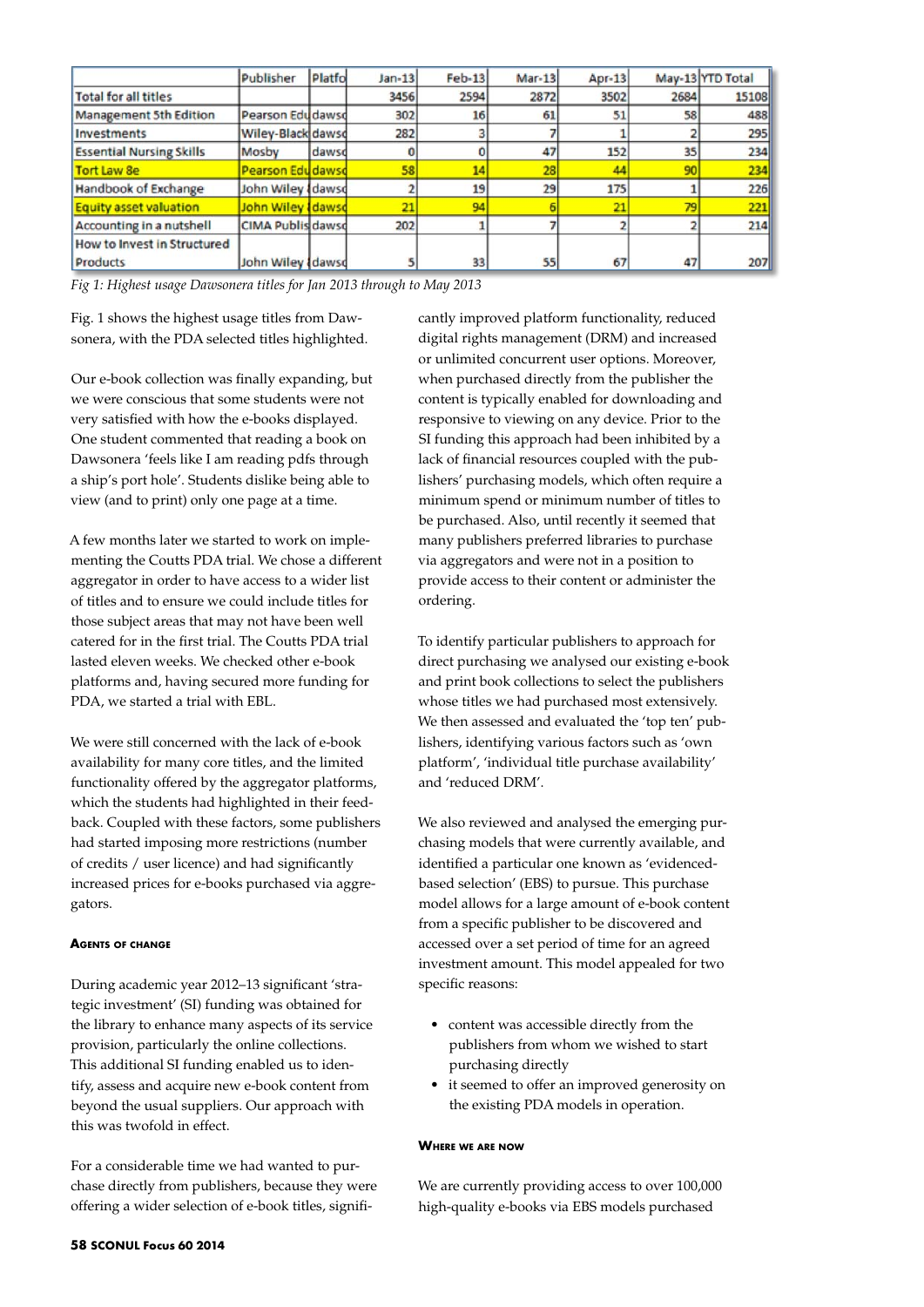|  | Publisher | Platfo | Jan-13 | Feb-13 | Mar-13 | Apr-13 | May-13 | YTD Total |
| --- | --- | --- | --- | --- | --- | --- | --- | --- |
| Total for all titles |  |  | 3456 | 2594 | 2872 | 3502 | 2684 | 15108 |
| Management 5th Edition | Pearson Edu | dawsc | 302 | 16 | 61 | 51 | 58 | 488 |
| Investments | Wiley-Black | dawsc | 282 | 3 | 7 | 1 | 2 | 295 |
| Essential Nursing Skills | Mosby | dawsc | 0 | 0 | 47 | 152 | 35 | 234 |
| Tort Law 8e | Pearson Edu | dawsc | 58 | 14 | 28 | 44 | 90 | 234 |
| Handbook of Exchange | John Wiley | dawsc | 2 | 19 | 29 | 175 | 1 | 226 |
| Equity asset valuation | John Wiley | dawsc | 21 | 94 | 6 | 21 | 79 | 221 |
| Accounting in a nutshell | CIMA Publis | dawsc | 202 | 1 | 7 | 2 | 2 | 214 |
| How to Invest in Structured Products | John Wiley | dawsc | 5 | 33 | 55 | 67 | 47 | 207 |

*Fig 1: Highest usage Dawsonera titles for Jan 2013 through to May 2013*

Fig. 1 shows the highest usage titles from Dawsonera, with the PDA selected titles highlighted.

Our e-book collection was finally expanding, but we were conscious that some students were not very satisfied with how the e-books displayed. One student commented that reading a book on Dawsonera 'feels like I am reading pdfs through a ship's port hole'. Students dislike being able to view (and to print) only one page at a time.

A few months later we started to work on implementing the Coutts PDA trial. We chose a different aggregator in order to have access to a wider list of titles and to ensure we could include titles for those subject areas that may not have been well catered for in the first trial. The Coutts PDA trial lasted eleven weeks. We checked other e-book platforms and, having secured more funding for PDA, we started a trial with EBL.

We were still concerned with the lack of e-book availability for many core titles, and the limited functionality offered by the aggregator platforms, which the students had highlighted in their feedback. Coupled with these factors, some publishers had started imposing more restrictions (number of credits / user licence) and had significantly increased prices for e-books purchased via aggregators.

### Agents of change

During academic year 2012–13 significant 'strategic investment' (SI) funding was obtained for the library to enhance many aspects of its service provision, particularly the online collections. This additional SI funding enabled us to identify, assess and acquire new e-book content from beyond the usual suppliers. Our approach with this was twofold in effect.

For a considerable time we had wanted to purchase directly from publishers, because they were offering a wider selection of e-book titles, significantly improved platform functionality, reduced digital rights management (DRM) and increased or unlimited concurrent user options. Moreover, when purchased directly from the publisher the content is typically enabled for downloading and responsive to viewing on any device. Prior to the SI funding this approach had been inhibited by a lack of financial resources coupled with the publishers' purchasing models, which often require a minimum spend or minimum number of titles to be purchased. Also, until recently it seemed that many publishers preferred libraries to purchase via aggregators and were not in a position to provide access to their content or administer the ordering.

To identify particular publishers to approach for direct purchasing we analysed our existing e-book and print book collections to select the publishers whose titles we had purchased most extensively. We then assessed and evaluated the 'top ten' publishers, identifying various factors such as 'own platform', 'individual title purchase availability' and 'reduced DRM'.

We also reviewed and analysed the emerging purchasing models that were currently available, and identified a particular one known as 'evidenced-based selection' (EBS) to pursue. This purchase model allows for a large amount of e-book content from a specific publisher to be discovered and accessed over a set period of time for an agreed investment amount. This model appealed for two specific reasons:

- content was accessible directly from the publishers from whom we wished to start purchasing directly
- it seemed to offer an improved generosity on the existing PDA models in operation.

### Where we are now

We are currently providing access to over 100,000 high-quality e-books via EBS models purchased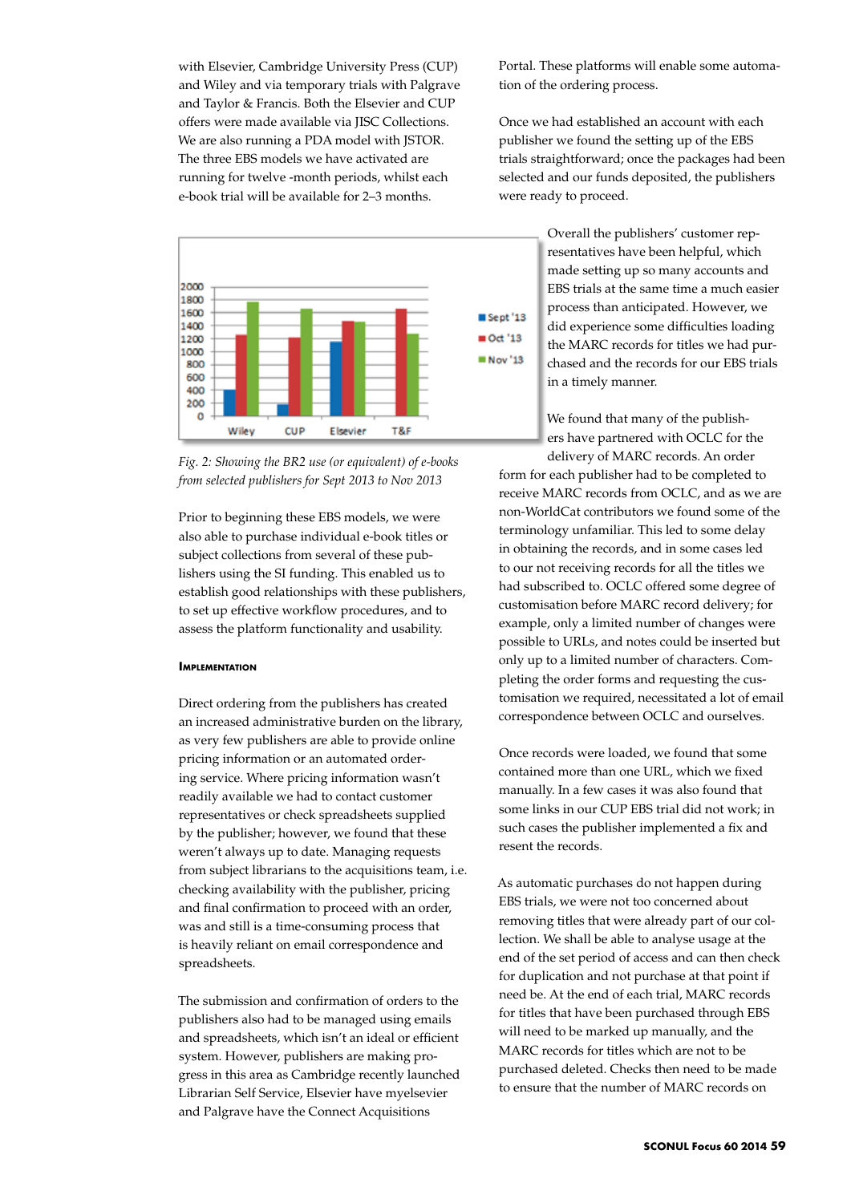with Elsevier, Cambridge University Press (CUP) and Wiley and via temporary trials with Palgrave and Taylor & Francis. Both the Elsevier and CUP offers were made available via JISC Collections. We are also running a PDA model with JSTOR. The three EBS models we have activated are running for twelve -month periods, whilst each e-book trial will be available for 2–3 months.

*Fig. 2: Showing the BR2 use (or equivalent) of e-books from selected publishers for Sept 2013 to Nov 2013*

Prior to beginning these EBS models, we were also able to purchase individual e-book titles or subject collections from several of these publishers using the SI funding. This enabled us to establish good relationships with these publishers, to set up effective workflow procedures, and to assess the platform functionality and usability.

### Implementation

Direct ordering from the publishers has created an increased administrative burden on the library, as very few publishers are able to provide online pricing information or an automated ordering service. Where pricing information wasn't readily available we had to contact customer representatives or check spreadsheets supplied by the publisher; however, we found that these weren't always up to date. Managing requests from subject librarians to the acquisitions team, i.e. checking availability with the publisher, pricing and final confirmation to proceed with an order, was and still is a time-consuming process that is heavily reliant on email correspondence and spreadsheets.

The submission and confirmation of orders to the publishers also had to be managed using emails and spreadsheets, which isn't an ideal or efficient system. However, publishers are making progress in this area as Cambridge recently launched Librarian Self Service, Elsevier have myelsevier and Palgrave have the Connect Acquisitions Portal. These platforms will enable some automation of the ordering process.

Once we had established an account with each publisher we found the setting up of the EBS trials straightforward; once the packages had been selected and our funds deposited, the publishers were ready to proceed.

Overall the publishers' customer representatives have been helpful, which made setting up so many accounts and EBS trials at the same time a much easier process than anticipated. However, we did experience some difficulties loading the MARC records for titles we had purchased and the records for our EBS trials in a timely manner.

We found that many of the publishers have partnered with OCLC for the delivery of MARC records. An order form for each publisher had to be completed to receive MARC records from OCLC, and as we are non-WorldCat contributors we found some of the terminology unfamiliar. This led to some delay in obtaining the records, and in some cases led to our not receiving records for all the titles we had subscribed to. OCLC offered some degree of customisation before MARC record delivery; for example, only a limited number of changes were possible to URLs, and notes could be inserted but only up to a limited number of characters. Completing the order forms and requesting the customisation we required, necessitated a lot of email correspondence between OCLC and ourselves.

Once records were loaded, we found that some contained more than one URL, which we fixed manually. In a few cases it was also found that some links in our CUP EBS trial did not work; in such cases the publisher implemented a fix and resent the records.

As automatic purchases do not happen during EBS trials, we were not too concerned about removing titles that were already part of our collection. We shall be able to analyse usage at the end of the set period of access and can then check for duplication and not purchase at that point if need be. At the end of each trial, MARC records for titles that have been purchased through EBS will need to be marked up manually, and the MARC records for titles which are not to be purchased deleted. Checks then need to be made to ensure that the number of MARC records on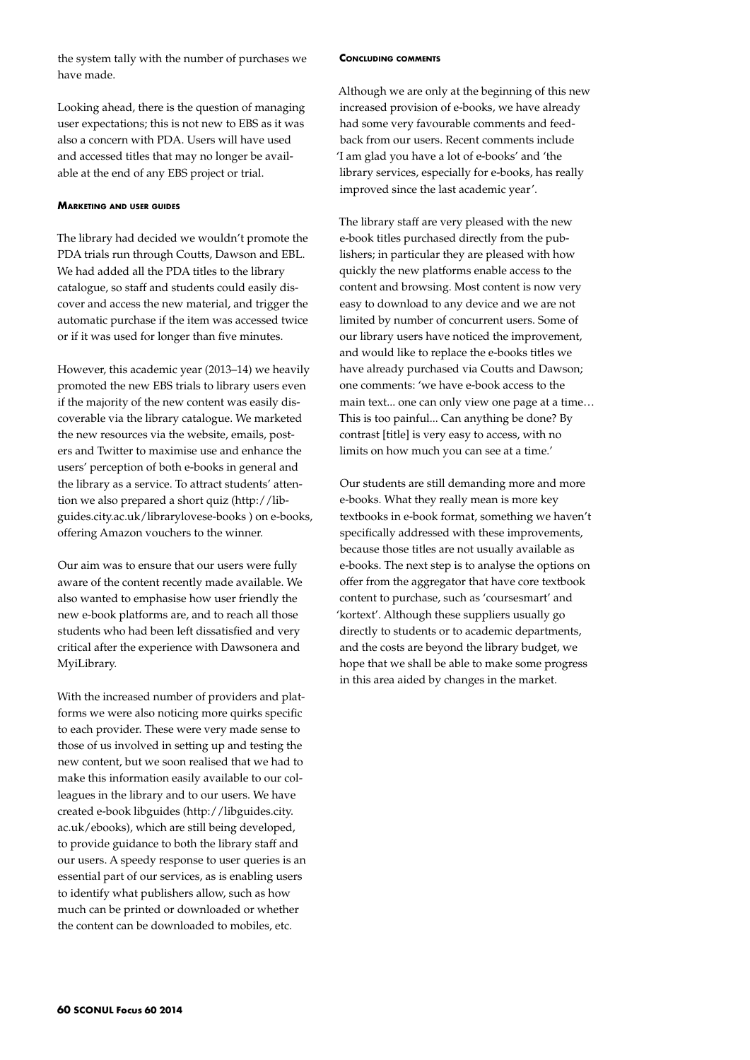the system tally with the number of purchases we have made.

Looking ahead, there is the question of managing user expectations; this is not new to EBS as it was also a concern with PDA. Users will have used and accessed titles that may no longer be available at the end of any EBS project or trial.

### Marketing and user guides

The library had decided we wouldn't promote the PDA trials run through Coutts, Dawson and EBL. We had added all the PDA titles to the library catalogue, so staff and students could easily discover and access the new material, and trigger the automatic purchase if the item was accessed twice or if it was used for longer than five minutes.

However, this academic year (2013–14) we heavily promoted the new EBS trials to library users even if the majority of the new content was easily discoverable via the library catalogue. We marketed the new resources via the website, emails, posters and Twitter to maximise use and enhance the users' perception of both e-books in general and the library as a service. To attract students' attention we also prepared a short quiz (http://libguides.city.ac.uk/librarylovese-books ) on e-books, offering Amazon vouchers to the winner.

Our aim was to ensure that our users were fully aware of the content recently made available. We also wanted to emphasise how user friendly the new e-book platforms are, and to reach all those students who had been left dissatisfied and very critical after the experience with Dawsonera and MyiLibrary.

With the increased number of providers and platforms we were also noticing more quirks specific to each provider. These were very made sense to those of us involved in setting up and testing the new content, but we soon realised that we had to make this information easily available to our colleagues in the library and to our users. We have created e-book libguides (http://libguides.city.ac.uk/ebooks), which are still being developed, to provide guidance to both the library staff and our users. A speedy response to user queries is an essential part of our services, as is enabling users to identify what publishers allow, such as how much can be printed or downloaded or whether the content can be downloaded to mobiles, etc.

### Concluding comments

Although we are only at the beginning of this new increased provision of e-books, we have already had some very favourable comments and feedback from our users. Recent comments include 'I am glad you have a lot of e-books' and 'the library services, especially for e-books, has really improved since the last academic year'.

The library staff are very pleased with the new e-book titles purchased directly from the publishers; in particular they are pleased with how quickly the new platforms enable access to the content and browsing. Most content is now very easy to download to any device and we are not limited by number of concurrent users. Some of our library users have noticed the improvement, and would like to replace the e-books titles we have already purchased via Coutts and Dawson; one comments: 'we have e-book access to the main text... one can only view one page at a time… This is too painful... Can anything be done? By contrast [title] is very easy to access, with no limits on how much you can see at a time.'

Our students are still demanding more and more e-books. What they really mean is more key textbooks in e-book format, something we haven't specifically addressed with these improvements, because those titles are not usually available as e-books. The next step is to analyse the options on offer from the aggregator that have core textbook content to purchase, such as 'coursesmart' and 'kortext'. Although these suppliers usually go directly to students or to academic departments, and the costs are beyond the library budget, we hope that we shall be able to make some progress in this area aided by changes in the market.